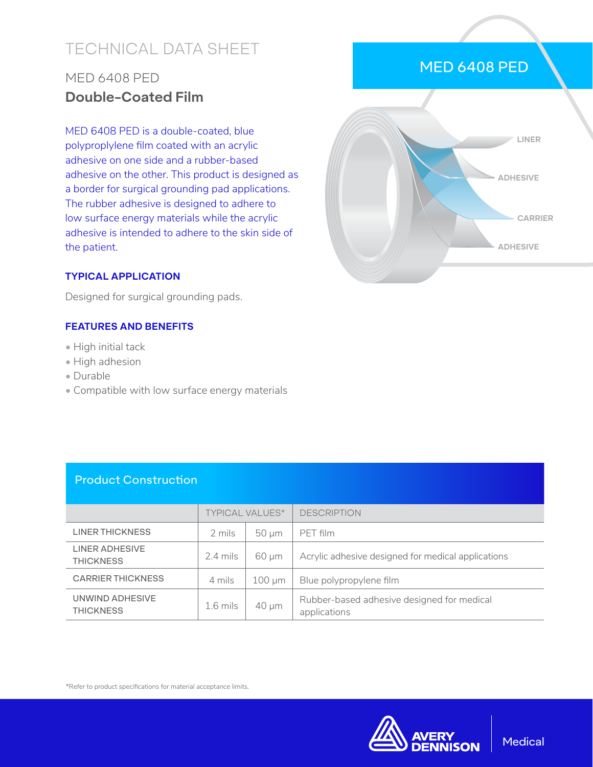# TECHNICAL DATA SHEET

## MED 6408 PED

## **Double-Coated Film**

MED 6408 PED is a double-coated, blue polyproplylene film coated with an acrylic adhesive on one side and a rubber-based adhesive on the other. This product is designed as a border for surgical grounding pad applications. The rubber adhesive is designed to adhere to low surface energy materials while the acrylic adhesive is intended to adhere to the skin side of the patient.

MED 6408 PED

LINER

ADHESIVE

CARRIER

ADHESIVE

### TYPICAL APPLICATION

Designed for surgical grounding pads.

### FEATURES AND BENEFITS

- High initial tack
- High adhesion
- Durable
- Compatible with low surface energy materials

### Product Construction

| | TYPICAL VALUES* | | DESCRIPTION |
|---|---|---|---|
| LINER THICKNESS | 2 mils | 50 µm | PET film |
| LINER ADHESIVE THICKNESS | 2.4 mils | 60 µm | Acrylic adhesive designed for medical applications |
| CARRIER THICKNESS | 4 mils | 100 µm | Blue polypropylene film |
| UNWIND ADHESIVE THICKNESS | 1.6 mils | 40 µm | Rubber-based adhesive designed for medical applications |

*Refer to product specifications for material acceptance limits.

AVERY DENNISON | Medical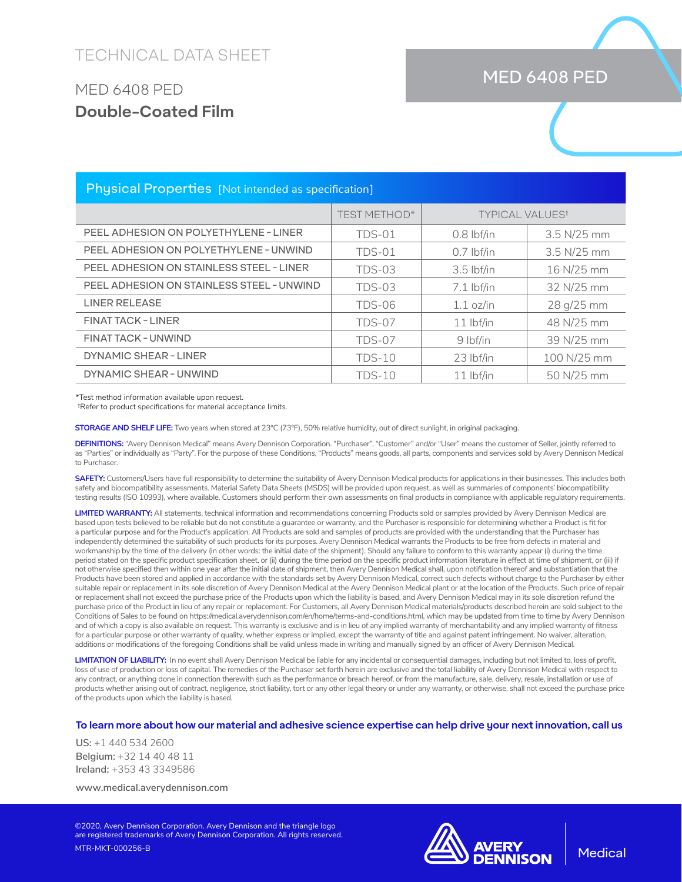# TECHNICAL DATA SHEET

MED 6408 PED

**Double-Coated Film**

MED 6408 PED

## Physical Properties [Not intended as specification]

| | TEST METHOD* | TYPICAL VALUES† | |
|---|---|---|---|
| PEEL ADHESION ON POLYETHYLENE - LINER | TDS-01 | 0.8 lbf/in | 3.5 N/25 mm |
| PEEL ADHESION ON POLYETHYLENE - UNWIND | TDS-01 | 0.7 lbf/in | 3.5 N/25 mm |
| PEEL ADHESION ON STAINLESS STEEL - LINER | TDS-03 | 3.5 lbf/in | 16 N/25 mm |
| PEEL ADHESION ON STAINLESS STEEL - UNWIND | TDS-03 | 7.1 lbf/in | 32 N/25 mm |
| LINER RELEASE | TDS-06 | 1.1 oz/in | 28 g/25 mm |
| FINAT TACK - LINER | TDS-07 | 11 lbf/in | 48 N/25 mm |
| FINAT TACK - UNWIND | TDS-07 | 9 lbf/in | 39 N/25 mm |
| DYNAMIC SHEAR - LINER | TDS-10 | 23 lbf/in | 100 N/25 mm |
| DYNAMIC SHEAR - UNWIND | TDS-10 | 11 lbf/in | 50 N/25 mm |

*Test method information available upon request.
†Refer to product specifications for material acceptance limits.

**STORAGE AND SHELF LIFE:** Two years when stored at 23°C (73°F), 50% relative humidity, out of direct sunlight, in original packaging.

**DEFINITIONS:** "Avery Dennison Medical" means Avery Dennison Corporation. "Purchaser", "Customer" and/or "User" means the customer of Seller, jointly referred to as "Parties" or individually as "Party". For the purpose of these Conditions, "Products" means goods, all parts, components and services sold by Avery Dennison Medical to Purchaser.

**SAFETY:** Customers/Users have full responsibility to determine the suitability of Avery Dennison Medical products for applications in their businesses. This includes both safety and biocompatibility assessments. Material Safety Data Sheets (MSDS) will be provided upon request, as well as summaries of components' biocompatibility testing results (ISO 10993), where available. Customers should perform their own assessments on final products in compliance with applicable regulatory requirements.

**LIMITED WARRANTY:** All statements, technical information and recommendations concerning Products sold or samples provided by Avery Dennison Medical are based upon tests believed to be reliable but do not constitute a guarantee or warranty, and the Purchaser is responsible for determining whether a Product is fit for a particular purpose and for the Product's application. All Products are sold and samples of products are provided with the understanding that the Purchaser has independently determined the suitability of such products for its purposes. Avery Dennison Medical warrants the Products to be free from defects in material and workmanship by the time of the delivery (in other words: the initial date of the shipment). Should any failure to conform to this warranty appear (i) during the time period stated on the specific product specification sheet, or (ii) during the time period on the specific product information literature in effect at time of shipment, or (iii) if not otherwise specified then within one year after the initial date of shipment, then Avery Dennison Medical shall, upon notification thereof and substantiation that the Products have been stored and applied in accordance with the standards set by Avery Dennison Medical, correct such defects without charge to the Purchaser by either suitable repair or replacement in its sole discretion of Avery Dennison Medical at the Avery Dennison Medical plant or at the location of the Products. Such price of repair or replacement shall not exceed the purchase price of the Products upon which the liability is based, and Avery Dennison Medical may in its sole discretion refund the purchase price of the Product in lieu of any repair or replacement. For Customers, all Avery Dennison Medical materials/products described herein are sold subject to the Conditions of Sales to be found on https://medical.averydennison.com/en/home/terms-and-conditions.html, which may be updated from time to time by Avery Dennison and of which a copy is also available on request. This warranty is exclusive and is in lieu of any implied warranty of merchantability and any implied warranty of fitness for a particular purpose or other warranty of quality, whether express or implied, except the warranty of title and against patent infringement. No waiver, alteration, additions or modifications of the foregoing Conditions shall be valid unless made in writing and manually signed by an officer of Avery Dennison Medical.

**LIMITATION OF LIABILITY:** In no event shall Avery Dennison Medical be liable for any incidental or consequential damages, including but not limited to, loss of profit, loss of use of production or loss of capital. The remedies of the Purchaser set forth herein are exclusive and the total liability of Avery Dennison Medical with respect to any contract, or anything done in connection therewith such as the performance or breach hereof, or from the manufacture, sale, delivery, resale, installation or use of products whether arising out of contract, negligence, strict liability, tort or any other legal theory or under any warranty, or otherwise, shall not exceed the purchase price of the products upon which the liability is based.

**To learn more about how our material and adhesive science expertise can help drive your next innovation, call us**

**US:** +1 440 534 2600
**Belgium:** +32 14 40 48 11
**Ireland:** +353 43 3349586

www.medical.averydennison.com

©2020, Avery Dennison Corporation. Avery Dennison and the triangle logo are registered trademarks of Avery Dennison Corporation. All rights reserved.

MTR-MKT-000256-B

AVERY DENNISON Medical